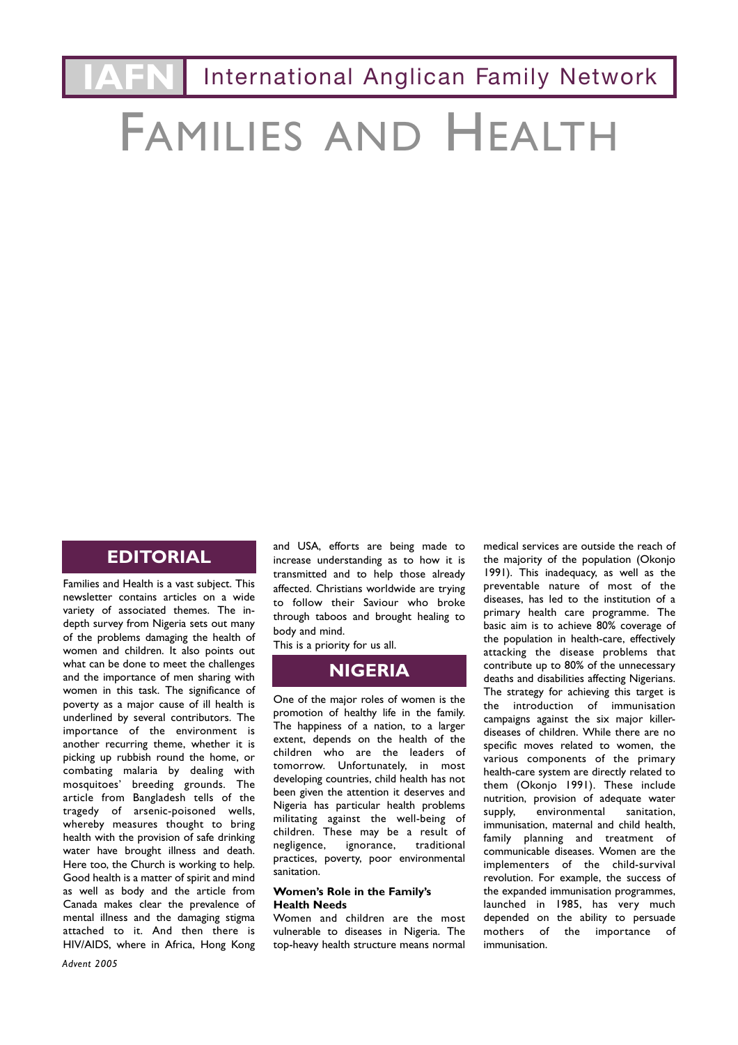IAFN International Anglican Family Network

# FAMILIES AND HEALTH

## EDITORIAL

Families and Health is a vast subject. This newsletter contains articles on a wide variety of associated themes. The in-depth survey from Nigeria sets out many of the problems damaging the health of women and children. It also points out what can be done to meet the challenges and the importance of men sharing with women in this task. The significance of poverty as a major cause of ill health is underlined by several contributors. The importance of the environment is another recurring theme, whether it is picking up rubbish round the home, or combating malaria by dealing with mosquitoes' breeding grounds. The article from Bangladesh tells of the tragedy of arsenic-poisoned wells, whereby measures thought to bring health with the provision of safe drinking water have brought illness and death. Here too, the Church is working to help. Good health is a matter of spirit and mind as well as body and the article from Canada makes clear the prevalence of mental illness and the damaging stigma attached to it. And then there is HIV/AIDS, where in Africa, Hong Kong and USA, efforts are being made to increase understanding as to how it is transmitted and to help those already affected. Christians worldwide are trying to follow their Saviour who broke through taboos and brought healing to body and mind.

This is a priority for us all.

## NIGERIA

One of the major roles of women is the promotion of healthy life in the family. The happiness of a nation, to a larger extent, depends on the health of the children who are the leaders of tomorrow. Unfortunately, in most developing countries, child health has not been given the attention it deserves and Nigeria has particular health problems militating against the well-being of children. These may be a result of negligence, ignorance, traditional practices, poverty, poor environmental sanitation.

### Women's Role in the Family's Health Needs

Women and children are the most vulnerable to diseases in Nigeria. The top-heavy health structure means normal medical services are outside the reach of the majority of the population (Okonjo 1991). This inadequacy, as well as the preventable nature of most of the diseases, has led to the institution of a primary health care programme. The basic aim is to achieve 80% coverage of the population in health-care, effectively attacking the disease problems that contribute up to 80% of the unnecessary deaths and disabilities affecting Nigerians. The strategy for achieving this target is the introduction of immunisation campaigns against the six major killer-diseases of children. While there are no specific moves related to women, the various components of the primary health-care system are directly related to them (Okonjo 1991). These include nutrition, provision of adequate water supply, environmental sanitation, immunisation, maternal and child health, family planning and treatment of communicable diseases. Women are the implementers of the child-survival revolution. For example, the success of the expanded immunisation programmes, launched in 1985, has very much depended on the ability to persuade mothers of the importance of immunisation.

*Advent 2005*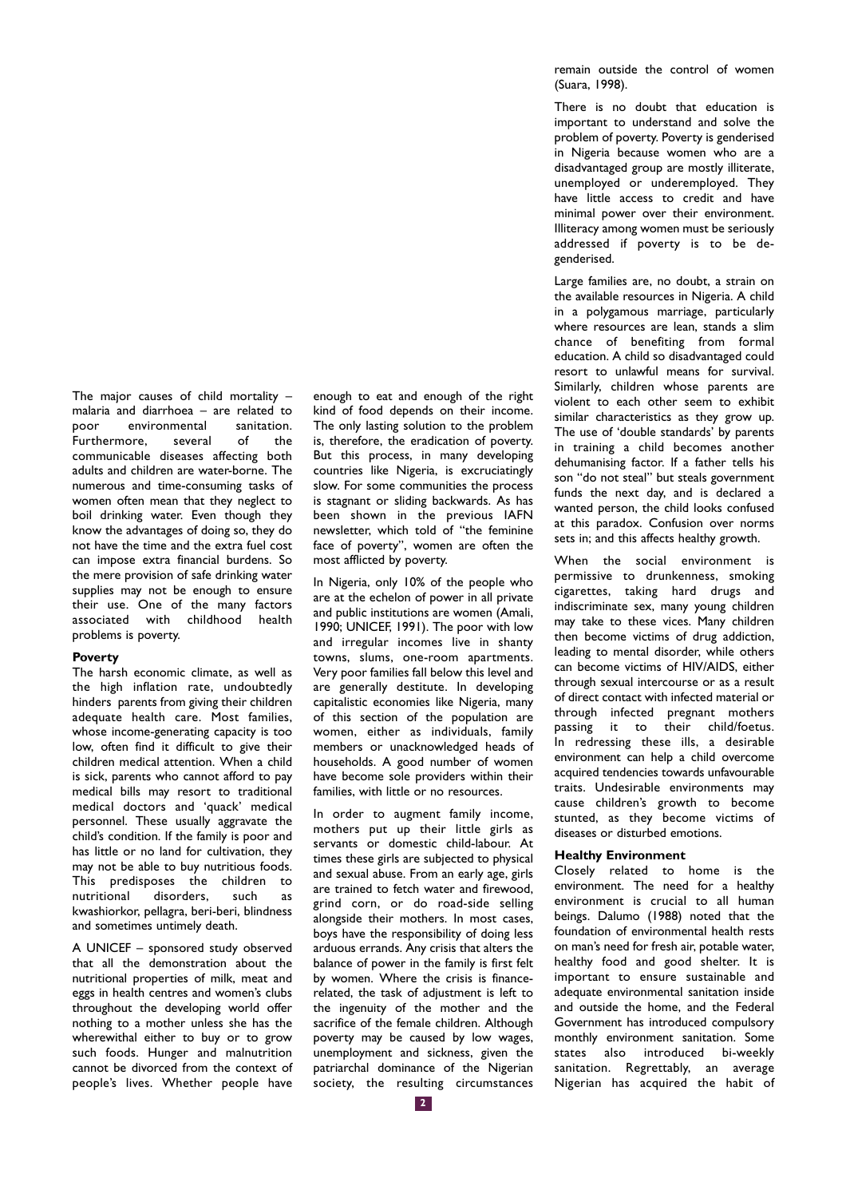The major causes of child mortality – malaria and diarrhoea – are related to poor environmental sanitation. Furthermore, several of the communicable diseases affecting both adults and children are water-borne. The numerous and time-consuming tasks of women often mean that they neglect to boil drinking water. Even though they know the advantages of doing so, they do not have the time and the extra fuel cost can impose extra financial burdens. So the mere provision of safe drinking water supplies may not be enough to ensure their use. One of the many factors associated with childhood health problems is poverty.

**Poverty**

The harsh economic climate, as well as the high inflation rate, undoubtedly hinders parents from giving their children adequate health care. Most families, whose income-generating capacity is too low, often find it difficult to give their children medical attention. When a child is sick, parents who cannot afford to pay medical bills may resort to traditional medical doctors and 'quack' medical personnel. These usually aggravate the child's condition. If the family is poor and has little or no land for cultivation, they may not be able to buy nutritious foods. This predisposes the children to nutritional disorders, such as kwashiorkor, pellagra, beri-beri, blindness and sometimes untimely death.

A UNICEF – sponsored study observed that all the demonstration about the nutritional properties of milk, meat and eggs in health centres and women's clubs throughout the developing world offer nothing to a mother unless she has the wherewithal either to buy or to grow such foods. Hunger and malnutrition cannot be divorced from the context of people's lives. Whether people have enough to eat and enough of the right kind of food depends on their income. The only lasting solution to the problem is, therefore, the eradication of poverty. But this process, in many developing countries like Nigeria, is excruciatingly slow. For some communities the process is stagnant or sliding backwards. As has been shown in the previous IAFN newsletter, which told of "the feminine face of poverty", women are often the most afflicted by poverty.

In Nigeria, only 10% of the people who are at the echelon of power in all private and public institutions are women (Amali, 1990; UNICEF, 1991). The poor with low and irregular incomes live in shanty towns, slums, one-room apartments. Very poor families fall below this level and are generally destitute. In developing capitalistic economies like Nigeria, many of this section of the population are women, either as individuals, family members or unacknowledged heads of households. A good number of women have become sole providers within their families, with little or no resources.

In order to augment family income, mothers put up their little girls as servants or domestic child-labour. At times these girls are subjected to physical and sexual abuse. From an early age, girls are trained to fetch water and firewood, grind corn, or do road-side selling alongside their mothers. In most cases, boys have the responsibility of doing less arduous errands. Any crisis that alters the balance of power in the family is first felt by women. Where the crisis is finance-related, the task of adjustment is left to the ingenuity of the mother and the sacrifice of the female children. Although poverty may be caused by low wages, unemployment and sickness, given the patriarchal dominance of the Nigerian society, the resulting circumstances remain outside the control of women (Suara, 1998).

There is no doubt that education is important to understand and solve the problem of poverty. Poverty is genderised in Nigeria because women who are a disadvantaged group are mostly illiterate, unemployed or underemployed. They have little access to credit and have minimal power over their environment. Illiteracy among women must be seriously addressed if poverty is to be de-genderised.

Large families are, no doubt, a strain on the available resources in Nigeria. A child in a polygamous marriage, particularly where resources are lean, stands a slim chance of benefiting from formal education. A child so disadvantaged could resort to unlawful means for survival. Similarly, children whose parents are violent to each other seem to exhibit similar characteristics as they grow up. The use of 'double standards' by parents in training a child becomes another dehumanising factor. If a father tells his son "do not steal" but steals government funds the next day, and is declared a wanted person, the child looks confused at this paradox. Confusion over norms sets in; and this affects healthy growth.

When the social environment is permissive to drunkenness, smoking cigarettes, taking hard drugs and indiscriminate sex, many young children may take to these vices. Many children then become victims of drug addiction, leading to mental disorder, while others can become victims of HIV/AIDS, either through sexual intercourse or as a result of direct contact with infected material or through infected pregnant mothers passing it to their child/foetus. In redressing these ills, a desirable environment can help a child overcome acquired tendencies towards unfavourable traits. Undesirable environments may cause children's growth to become stunted, as they become victims of diseases or disturbed emotions.

**Healthy Environment**

Closely related to home is the environment. The need for a healthy environment is crucial to all human beings. Dalumo (1988) noted that the foundation of environmental health rests on man's need for fresh air, potable water, healthy food and good shelter. It is important to ensure sustainable and adequate environmental sanitation inside and outside the home, and the Federal Government has introduced compulsory monthly environment sanitation. Some states also introduced bi-weekly sanitation. Regrettably, an average Nigerian has acquired the habit of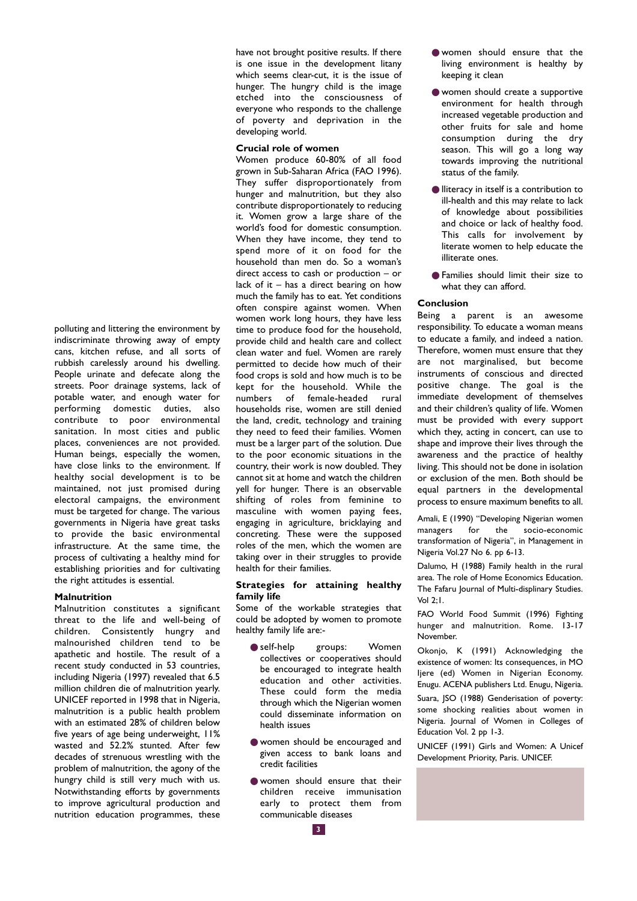polluting and littering the environment by indiscriminate throwing away of empty cans, kitchen refuse, and all sorts of rubbish carelessly around his dwelling. People urinate and defecate along the streets. Poor drainage systems, lack of potable water, and enough water for performing domestic duties, also contribute to poor environmental sanitation. In most cities and public places, conveniences are not provided. Human beings, especially the women, have close links to the environment. If healthy social development is to be maintained, not just promised during electoral campaigns, the environment must be targeted for change. The various governments in Nigeria have great tasks to provide the basic environmental infrastructure. At the same time, the process of cultivating a healthy mind for establishing priorities and for cultivating the right attitudes is essential.

### Malnutrition

Malnutrition constitutes a significant threat to the life and well-being of children. Consistently hungry and malnourished children tend to be apathetic and hostile. The result of a recent study conducted in 53 countries, including Nigeria (1997) revealed that 6.5 million children die of malnutrition yearly. UNICEF reported in 1998 that in Nigeria, malnutrition is a public health problem with an estimated 28% of children below five years of age being underweight, 11% wasted and 52.2% stunted. After few decades of strenuous wrestling with the problem of malnutrition, the agony of the hungry child is still very much with us. Notwithstanding efforts by governments to improve agricultural production and nutrition education programmes, these have not brought positive results. If there is one issue in the development litany which seems clear-cut, it is the issue of hunger. The hungry child is the image etched into the consciousness of everyone who responds to the challenge of poverty and deprivation in the developing world.

### Crucial role of women

Women produce 60-80% of all food grown in Sub-Saharan Africa (FAO 1996). They suffer disproportionately from hunger and malnutrition, but they also contribute disproportionately to reducing it. Women grow a large share of the world's food for domestic consumption. When they have income, they tend to spend more of it on food for the household than men do. So a woman's direct access to cash or production – or lack of it – has a direct bearing on how much the family has to eat. Yet conditions often conspire against women. When women work long hours, they have less time to produce food for the household, provide child and health care and collect clean water and fuel. Women are rarely permitted to decide how much of their food crops is sold and how much is to be kept for the household. While the numbers of female-headed rural households rise, women are still denied the land, credit, technology and training they need to feed their families. Women must be a larger part of the solution. Due to the poor economic situations in the country, their work is now doubled. They cannot sit at home and watch the children yell for hunger. There is an observable shifting of roles from feminine to masculine with women paying fees, engaging in agriculture, bricklaying and concreting. These were the supposed roles of the men, which the women are taking over in their struggles to provide health for their families.

### Strategies for attaining healthy family life

Some of the workable strategies that could be adopted by women to promote healthy family life are:-

- self-help groups: Women collectives or cooperatives should be encouraged to integrate health education and other activities. These could form the media through which the Nigerian women could disseminate information on health issues
- women should be encouraged and given access to bank loans and credit facilities
- women should ensure that their children receive immunisation early to protect them from communicable diseases
- women should ensure that the living environment is healthy by keeping it clean
- women should create a supportive environment for health through increased vegetable production and other fruits for sale and home consumption during the dry season. This will go a long way towards improving the nutritional status of the family.
- Iliteracy in itself is a contribution to ill-health and this may relate to lack of knowledge about possibilities and choice or lack of healthy food. This calls for involvement by literate women to help educate the illiterate ones.
- Families should limit their size to what they can afford.

### Conclusion

Being a parent is an awesome responsibility. To educate a woman means to educate a family, and indeed a nation. Therefore, women must ensure that they are not marginalised, but become instruments of conscious and directed positive change. The goal is the immediate development of themselves and their children's quality of life. Women must be provided with every support which they, acting in concert, can use to shape and improve their lives through the awareness and the practice of healthy living. This should not be done in isolation or exclusion of the men. Both should be equal partners in the developmental process to ensure maximum benefits to all.

Amali, E (1990) "Developing Nigerian women managers for the socio-economic transformation of Nigeria", in Management in Nigeria Vol.27 No 6. pp 6-13.

Dalumo, H (1988) Family health in the rural area. The role of Home Economics Education. The Fafaru Journal of Multi-displinary Studies. Vol 2;1.

FAO World Food Summit (1996) Fighting hunger and malnutrition. Rome. 13-17 November.

Okonjo, K (1991) Acknowledging the existence of women: Its consequences, in MO Ijere (ed) Women in Nigerian Economy. Enugu. ACENA publishers Ltd. Enugu, Nigeria.

Suara, JSO (1988) Genderisation of poverty: some shocking realities about women in Nigeria. Journal of Women in Colleges of Education Vol. 2 pp 1-3.

UNICEF (1991) Girls and Women: A Unicef Development Priority, Paris. UNICEF.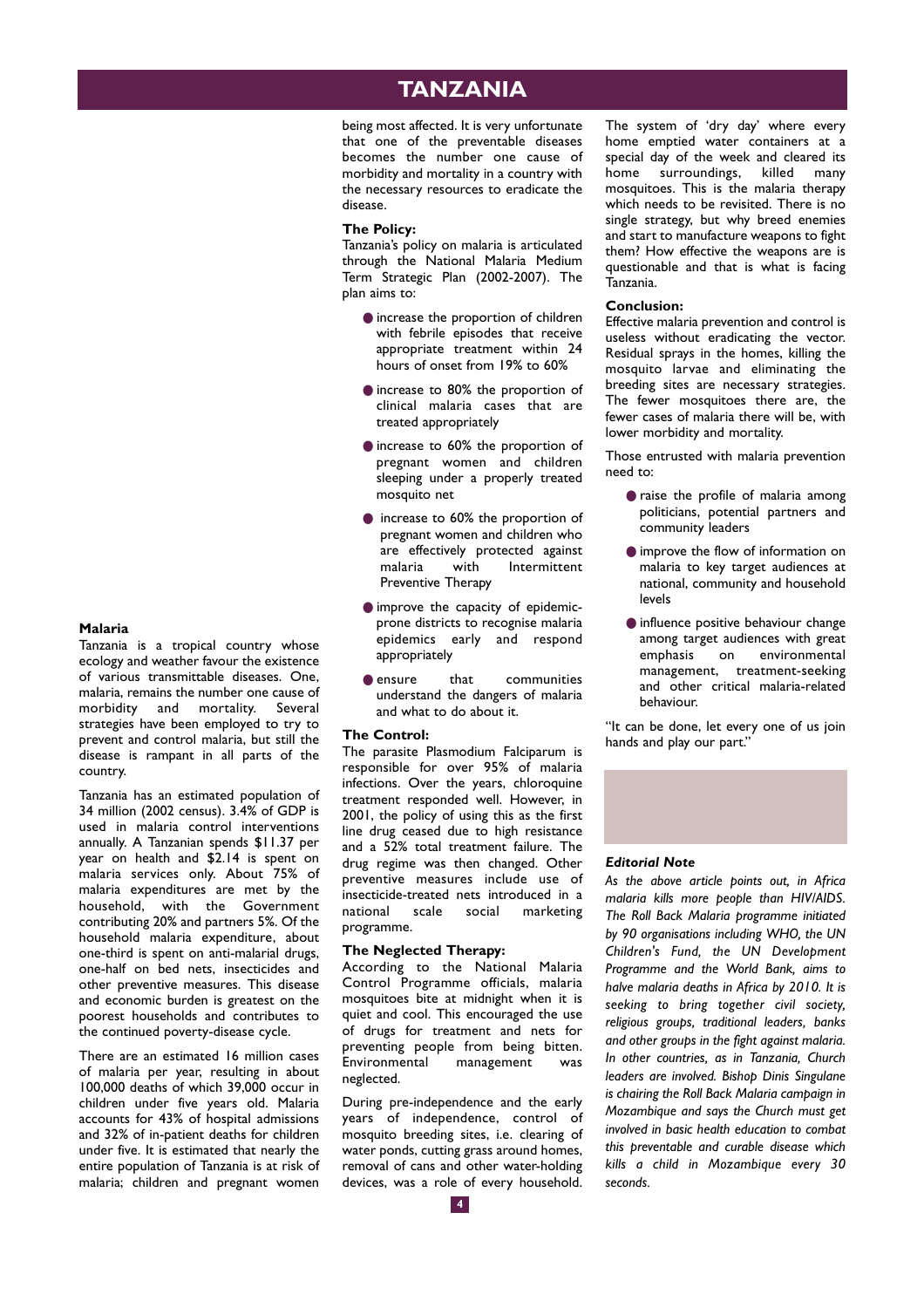# TANZANIA

## Malaria

Tanzania is a tropical country whose ecology and weather favour the existence of various transmittable diseases. One, malaria, remains the number one cause of morbidity and mortality. Several strategies have been employed to try to prevent and control malaria, but still the disease is rampant in all parts of the country.

Tanzania has an estimated population of 34 million (2002 census). 3.4% of GDP is used in malaria control interventions annually. A Tanzanian spends $11.37 per year on health and $2.14 is spent on malaria services only. About 75% of malaria expenditures are met by the household, with the Government contributing 20% and partners 5%. Of the household malaria expenditure, about one-third is spent on anti-malarial drugs, one-half on bed nets, insecticides and other preventive measures. This disease and economic burden is greatest on the poorest households and contributes to the continued poverty-disease cycle.

There are an estimated 16 million cases of malaria per year, resulting in about 100,000 deaths of which 39,000 occur in children under five years old. Malaria accounts for 43% of hospital admissions and 32% of in-patient deaths for children under five. It is estimated that nearly the entire population of Tanzania is at risk of malaria; children and pregnant women being most affected. It is very unfortunate that one of the preventable diseases becomes the number one cause of morbidity and mortality in a country with the necessary resources to eradicate the disease.

**The Policy:**

Tanzania's policy on malaria is articulated through the National Malaria Medium Term Strategic Plan (2002-2007). The plan aims to:

- increase the proportion of children with febrile episodes that receive appropriate treatment within 24 hours of onset from 19% to 60%
- increase to 80% the proportion of clinical malaria cases that are treated appropriately
- increase to 60% the proportion of pregnant women and children sleeping under a properly treated mosquito net
- increase to 60% the proportion of pregnant women and children who are effectively protected against malaria with Intermittent Preventive Therapy
- improve the capacity of epidemic-prone districts to recognise malaria epidemics early and respond appropriately
- ensure that communities understand the dangers of malaria and what to do about it.

**The Control:**

The parasite Plasmodium Falciparum is responsible for over 95% of malaria infections. Over the years, chloroquine treatment responded well. However, in 2001, the policy of using this as the first line drug ceased due to high resistance and a 52% total treatment failure. The drug regime was then changed. Other preventive measures include use of insecticide-treated nets introduced in a national scale social marketing programme.

**The Neglected Therapy:**

According to the National Malaria Control Programme officials, malaria mosquitoes bite at midnight when it is quiet and cool. This encouraged the use of drugs for treatment and nets for preventing people from being bitten. Environmental management was neglected.

During pre-independence and the early years of independence, control of mosquito breeding sites, i.e. clearing of water ponds, cutting grass around homes, removal of cans and other water-holding devices, was a role of every household. The system of 'dry day' where every home emptied water containers at a special day of the week and cleared its home surroundings, killed many mosquitoes. This is the malaria therapy which needs to be revisited. There is no single strategy, but why breed enemies and start to manufacture weapons to fight them? How effective the weapons are is questionable and that is what is facing Tanzania.

**Conclusion:**

Effective malaria prevention and control is useless without eradicating the vector. Residual sprays in the homes, killing the mosquito larvae and eliminating the breeding sites are necessary strategies. The fewer mosquitoes there are, the fewer cases of malaria there will be, with lower morbidity and mortality.

Those entrusted with malaria prevention need to:

- raise the profile of malaria among politicians, potential partners and community leaders
- improve the flow of information on malaria to key target audiences at national, community and household levels
- influence positive behaviour change among target audiences with great emphasis on environmental management, treatment-seeking and other critical malaria-related behaviour.

"It can be done, let every one of us join hands and play our part."

***Editorial Note***

*As the above article points out, in Africa malaria kills more people than HIV/AIDS. The Roll Back Malaria programme initiated by 90 organisations including WHO, the UN Children's Fund, the UN Development Programme and the World Bank, aims to halve malaria deaths in Africa by 2010. It is seeking to bring together civil society, religious groups, traditional leaders, banks and other groups in the fight against malaria. In other countries, as in Tanzania, Church leaders are involved. Bishop Dinis Singulane is chairing the Roll Back Malaria campaign in Mozambique and says the Church must get involved in basic health education to combat this preventable and curable disease which kills a child in Mozambique every 30 seconds.*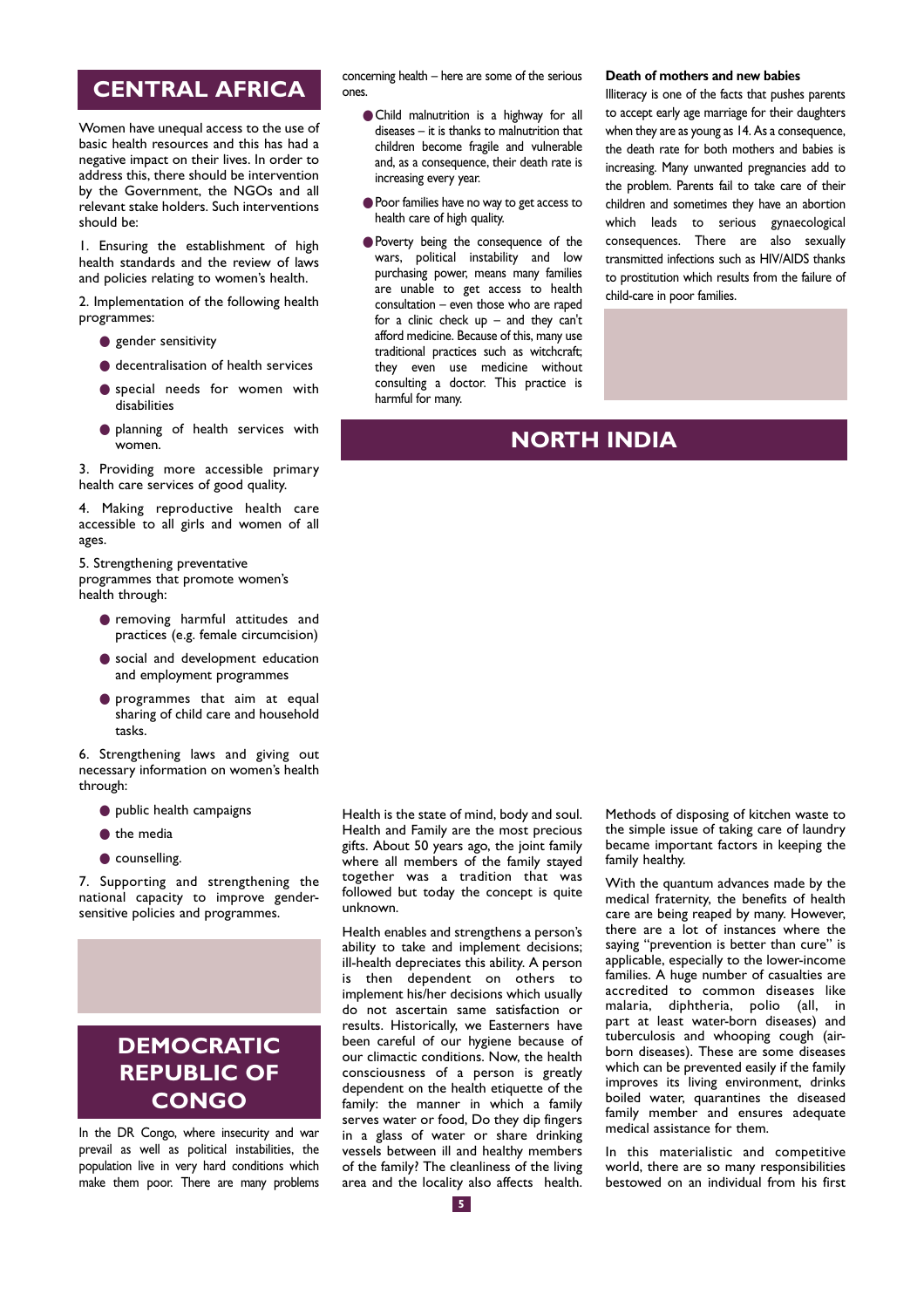## CENTRAL AFRICA

Women have unequal access to the use of basic health resources and this has had a negative impact on their lives. In order to address this, there should be intervention by the Government, the NGOs and all relevant stake holders. Such interventions should be:

1. Ensuring the establishment of high health standards and the review of laws and policies relating to women's health.

2. Implementation of the following health programmes:

- gender sensitivity
- decentralisation of health services
- special needs for women with disabilities
- planning of health services with women.

3. Providing more accessible primary health care services of good quality.

4. Making reproductive health care accessible to all girls and women of all ages.

5. Strengthening preventative programmes that promote women's health through:

- removing harmful attitudes and practices (e.g. female circumcision)
- social and development education and employment programmes
- programmes that aim at equal sharing of child care and household tasks.

6. Strengthening laws and giving out necessary information on women's health through:

- public health campaigns
- the media
- counselling.

7. Supporting and strengthening the national capacity to improve gender-sensitive policies and programmes.

## DEMOCRATIC REPUBLIC OF CONGO

In the DR Congo, where insecurity and war prevail as well as political instabilities, the population live in very hard conditions which make them poor. There are many problems concerning health – here are some of the serious ones.

- Child malnutrition is a highway for all diseases – it is thanks to malnutrition that children become fragile and vulnerable and, as a consequence, their death rate is increasing every year.
- Poor families have no way to get access to health care of high quality.
- Poverty being the consequence of the wars, political instability and low purchasing power, means many families are unable to get access to health consultation – even those who are raped for a clinic check up – and they can't afford medicine. Because of this, many use traditional practices such as witchcraft; they even use medicine without consulting a doctor. This practice is harmful for many.

**Death of mothers and new babies**

Illiteracy is one of the facts that pushes parents to accept early age marriage for their daughters when they are as young as 14. As a consequence, the death rate for both mothers and babies is increasing. Many unwanted pregnancies add to the problem. Parents fail to take care of their children and sometimes they have an abortion which leads to serious gynaecological consequences. There are also sexually transmitted infections such as HIV/AIDS thanks to prostitution which results from the failure of child-care in poor families.

## NORTH INDIA

Health is the state of mind, body and soul. Health and Family are the most precious gifts. About 50 years ago, the joint family where all members of the family stayed together was a tradition that was followed but today the concept is quite unknown.

Health enables and strengthens a person's ability to take and implement decisions; ill-health depreciates this ability. A person is then dependent on others to implement his/her decisions which usually do not ascertain same satisfaction or results. Historically, we Easterners have been careful of our hygiene because of our climactic conditions. Now, the health consciousness of a person is greatly dependent on the health etiquette of the family: the manner in which a family serves water or food, Do they dip fingers in a glass of water or share drinking vessels between ill and healthy members of the family? The cleanliness of the living area and the locality also affects health. Methods of disposing of kitchen waste to the simple issue of taking care of laundry became important factors in keeping the family healthy.

With the quantum advances made by the medical fraternity, the benefits of health care are being reaped by many. However, there are a lot of instances where the saying "prevention is better than cure" is applicable, especially to the lower-income families. A huge number of casualties are accredited to common diseases like malaria, diphtheria, polio (all, in part at least water-born diseases) and tuberculosis and whooping cough (air-born diseases). These are some diseases which can be prevented easily if the family improves its living environment, drinks boiled water, quarantines the diseased family member and ensures adequate medical assistance for them.

In this materialistic and competitive world, there are so many responsibilities bestowed on an individual from his first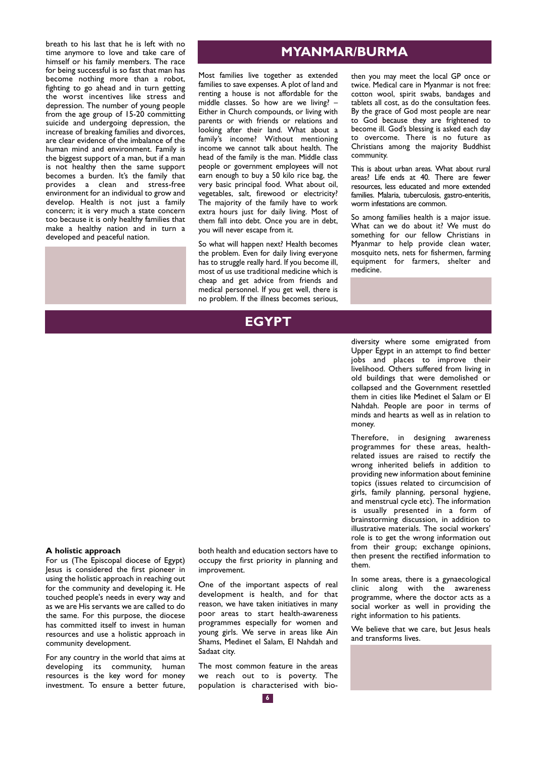breath to his last that he is left with no time anymore to love and take care of himself or his family members. The race for being successful is so fast that man has become nothing more than a robot, fighting to go ahead and in turn getting the worst incentives like stress and depression. The number of young people from the age group of 15-20 committing suicide and undergoing depression, the increase of breaking families and divorces, are clear evidence of the imbalance of the human mind and environment. Family is the biggest support of a man, but if a man is not healthy then the same support becomes a burden. It's the family that provides a clean and stress-free environment for an individual to grow and develop. Health is not just a family concern; it is very much a state concern too because it is only healthy families that make a healthy nation and in turn a developed and peaceful nation.

## MYANMAR/BURMA

Most families live together as extended families to save expenses. A plot of land and renting a house is not affordable for the middle classes. So how are we living? – Either in Church compounds, or living with parents or with friends or relations and looking after their land. What about a family's income? Without mentioning income we cannot talk about health. The head of the family is the man. Middle class people or government employees will not earn enough to buy a 50 kilo rice bag, the very basic principal food. What about oil, vegetables, salt, firewood or electricity? The majority of the family have to work extra hours just for daily living. Most of them fall into debt. Once you are in debt, you will never escape from it.

So what will happen next? Health becomes the problem. Even for daily living everyone has to struggle really hard. If you become ill, most of us use traditional medicine which is cheap and get advice from friends and medical personnel. If you get well, there is no problem. If the illness becomes serious, then you may meet the local GP once or twice. Medical care in Myanmar is not free: cotton wool, spirit swabs, bandages and tablets all cost, as do the consultation fees. By the grace of God most people are near to God because they are frightened to become ill. God's blessing is asked each day to overcome. There is no future as Christians among the majority Buddhist community.

This is about urban areas. What about rural areas? Life ends at 40. There are fewer resources, less educated and more extended families. Malaria, tuberculosis, gastro-enteritis, worm infestations are common.

So among families health is a major issue. What can we do about it? We must do something for our fellow Christians in Myanmar to help provide clean water, mosquito nets, nets for fishermen, farming equipment for farmers, shelter and medicine.

## EGYPT

**A holistic approach**

For us (The Episcopal diocese of Egypt) Jesus is considered the first pioneer in using the holistic approach in reaching out for the community and developing it. He touched people's needs in every way and as we are His servants we are called to do the same. For this purpose, the diocese has committed itself to invest in human resources and use a holistic approach in community development.

For any country in the world that aims at developing its community, human resources is the key word for money investment. To ensure a better future, both health and education sectors have to occupy the first priority in planning and improvement.

One of the important aspects of real development is health, and for that reason, we have taken initiatives in many poor areas to start health-awareness programmes especially for women and young girls. We serve in areas like Ain Shams, Medinet el Salam, El Nahdah and Sadaat city.

The most common feature in the areas we reach out to is poverty. The population is characterised with bio-diversity where some emigrated from Upper Egypt in an attempt to find better jobs and places to improve their livelihood. Others suffered from living in old buildings that were demolished or collapsed and the Government resettled them in cities like Medinet el Salam or El Nahdah. People are poor in terms of minds and hearts as well as in relation to money.

Therefore, in designing awareness programmes for these areas, health-related issues are raised to rectify the wrong inherited beliefs in addition to providing new information about feminine topics (issues related to circumcision of girls, family planning, personal hygiene, and menstrual cycle etc). The information is usually presented in a form of brainstorming discussion, in addition to illustrative materials. The social workers' role is to get the wrong information out from their group; exchange opinions, then present the rectified information to them.

In some areas, there is a gynaecological clinic along with the awareness programme, where the doctor acts as a social worker as well in providing the right information to his patients.

We believe that we care, but Jesus heals and transforms lives.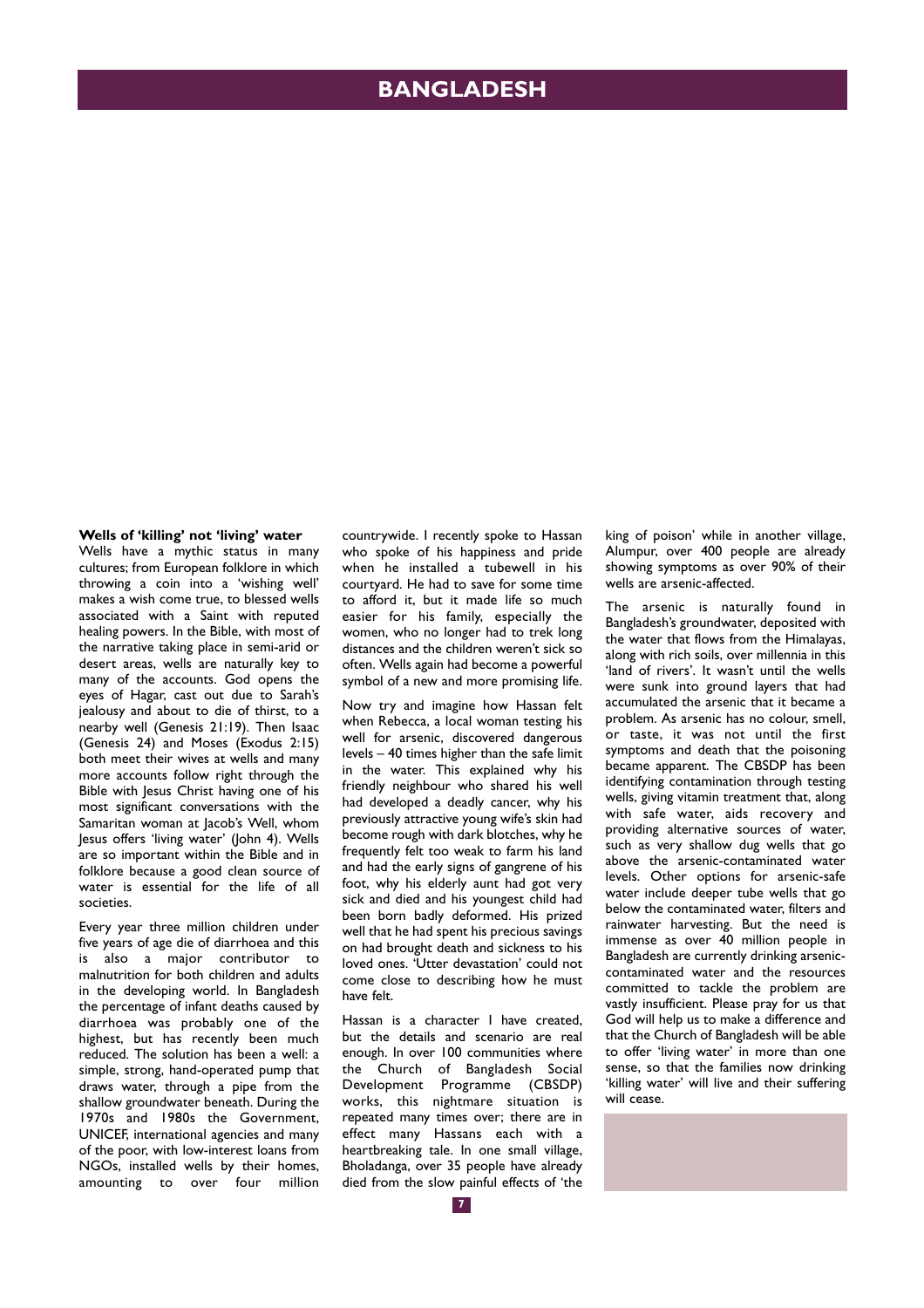# BANGLADESH

**Wells of 'killing' not 'living' water**

Wells have a mythic status in many cultures; from European folklore in which throwing a coin into a 'wishing well' makes a wish come true, to blessed wells associated with a Saint with reputed healing powers. In the Bible, with most of the narrative taking place in semi-arid or desert areas, wells are naturally key to many of the accounts. God opens the eyes of Hagar, cast out due to Sarah's jealousy and about to die of thirst, to a nearby well (Genesis 21:19). Then Isaac (Genesis 24) and Moses (Exodus 2:15) both meet their wives at wells and many more accounts follow right through the Bible with Jesus Christ having one of his most significant conversations with the Samaritan woman at Jacob's Well, whom Jesus offers 'living water' (John 4). Wells are so important within the Bible and in folklore because a good clean source of water is essential for the life of all societies.

Every year three million children under five years of age die of diarrhoea and this is also a major contributor to malnutrition for both children and adults in the developing world. In Bangladesh the percentage of infant deaths caused by diarrhoea was probably one of the highest, but has recently been much reduced. The solution has been a well: a simple, strong, hand-operated pump that draws water, through a pipe from the shallow groundwater beneath. During the 1970s and 1980s the Government, UNICEF, international agencies and many of the poor, with low-interest loans from NGOs, installed wells by their homes, amounting to over four million countrywide. I recently spoke to Hassan who spoke of his happiness and pride when he installed a tubewell in his courtyard. He had to save for some time to afford it, but it made life so much easier for his family, especially the women, who no longer had to trek long distances and the children weren't sick so often. Wells again had become a powerful symbol of a new and more promising life.

Now try and imagine how Hassan felt when Rebecca, a local woman testing his well for arsenic, discovered dangerous levels – 40 times higher than the safe limit in the water. This explained why his friendly neighbour who shared his well had developed a deadly cancer, why his previously attractive young wife's skin had become rough with dark blotches, why he frequently felt too weak to farm his land and had the early signs of gangrene of his foot, why his elderly aunt had got very sick and died and his youngest child had been born badly deformed. His prized well that he had spent his precious savings on had brought death and sickness to his loved ones. 'Utter devastation' could not come close to describing how he must have felt.

Hassan is a character I have created, but the details and scenario are real enough. In over 100 communities where the Church of Bangladesh Social Development Programme (CBSDP) works, this nightmare situation is repeated many times over; there are in effect many Hassans each with a heartbreaking tale. In one small village, Bholadanga, over 35 people have already died from the slow painful effects of 'the king of poison' while in another village, Alumpur, over 400 people are already showing symptoms as over 90% of their wells are arsenic-affected.

The arsenic is naturally found in Bangladesh's groundwater, deposited with the water that flows from the Himalayas, along with rich soils, over millennia in this 'land of rivers'. It wasn't until the wells were sunk into ground layers that had accumulated the arsenic that it became a problem. As arsenic has no colour, smell, or taste, it was not until the first symptoms and death that the poisoning became apparent. The CBSDP has been identifying contamination through testing wells, giving vitamin treatment that, along with safe water, aids recovery and providing alternative sources of water, such as very shallow dug wells that go above the arsenic-contaminated water levels. Other options for arsenic-safe water include deeper tube wells that go below the contaminated water, filters and rainwater harvesting. But the need is immense as over 40 million people in Bangladesh are currently drinking arsenic-contaminated water and the resources committed to tackle the problem are vastly insufficient. Please pray for us that God will help us to make a difference and that the Church of Bangladesh will be able to offer 'living water' in more than one sense, so that the families now drinking 'killing water' will live and their suffering will cease.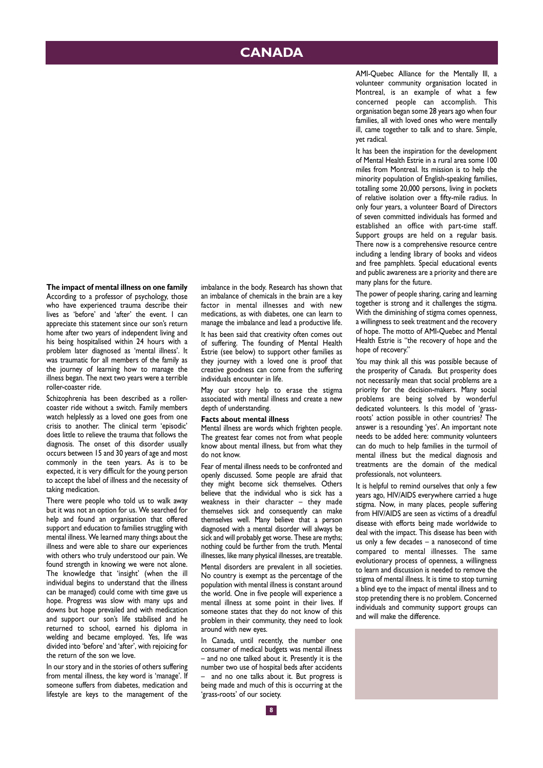# CANADA

## The impact of mental illness on one family

According to a professor of psychology, those who have experienced trauma describe their lives as 'before' and 'after' the event. I can appreciate this statement since our son's return home after two years of independent living and his being hospitalised within 24 hours with a problem later diagnosed as 'mental illness'. It was traumatic for all members of the family as the journey of learning how to manage the illness began. The next two years were a terrible roller-coaster ride.

Schizophrenia has been described as a roller-coaster ride without a switch. Family members watch helplessly as a loved one goes from one crisis to another. The clinical term 'episodic' does little to relieve the trauma that follows the diagnosis. The onset of this disorder usually occurs between 15 and 30 years of age and most commonly in the teen years. As is to be expected, it is very difficult for the young person to accept the label of illness and the necessity of taking medication.

There were people who told us to walk away but it was not an option for us. We searched for help and found an organisation that offered support and education to families struggling with mental illness. We learned many things about the illness and were able to share our experiences with others who truly understood our pain. We found strength in knowing we were not alone. The knowledge that 'insight' (when the ill individual begins to understand that the illness can be managed) could come with time gave us hope. Progress was slow with many ups and downs but hope prevailed and with medication and support our son's life stabilised and he returned to school, earned his diploma in welding and became employed. Yes, life was divided into 'before' and 'after', with rejoicing for the return of the son we love.

In our story and in the stories of others suffering from mental illness, the key word is 'manage'. If someone suffers from diabetes, medication and lifestyle are keys to the management of the imbalance in the body. Research has shown that an imbalance of chemicals in the brain are a key factor in mental illnesses and with new medications, as with diabetes, one can learn to manage the imbalance and lead a productive life.

It has been said that creativity often comes out of suffering. The founding of Mental Health Estrie (see below) to support other families as they journey with a loved one is proof that creative goodness can come from the suffering individuals encounter in life.

May our story help to erase the stigma associated with mental illness and create a new depth of understanding.

## Facts about mental illness

Mental illness are words which frighten people. The greatest fear comes not from what people know about mental illness, but from what they do not know.

Fear of mental illness needs to be confronted and openly discussed. Some people are afraid that they might become sick themselves. Others believe that the individual who is sick has a weakness in their character – they made themselves sick and consequently can make themselves well. Many believe that a person diagnosed with a mental disorder will always be sick and will probably get worse. These are myths; nothing could be further from the truth. Mental illnesses, like many physical illnesses, are treatable.

Mental disorders are prevalent in all societies. No country is exempt as the percentage of the population with mental illness is constant around the world. One in five people will experience a mental illness at some point in their lives. If someone states that they do not know of this problem in their community, they need to look around with new eyes.

In Canada, until recently, the number one consumer of medical budgets was mental illness – and no one talked about it. Presently it is the number two use of hospital beds after accidents – and no one talks about it. But progress is being made and much of this is occurring at the 'grass-roots' of our society.

AMI-Quebec Alliance for the Mentally Ill, a volunteer community organisation located in Montreal, is an example of what a few concerned people can accomplish. This organisation began some 28 years ago when four families, all with loved ones who were mentally ill, came together to talk and to share. Simple, yet radical.

It has been the inspiration for the development of Mental Health Estrie in a rural area some 100 miles from Montreal. Its mission is to help the minority population of English-speaking families, totalling some 20,000 persons, living in pockets of relative isolation over a fifty-mile radius. In only four years, a volunteer Board of Directors of seven committed individuals has formed and established an office with part-time staff. Support groups are held on a regular basis. There now is a comprehensive resource centre including a lending library of books and videos and free pamphlets. Special educational events and public awareness are a priority and there are many plans for the future.

The power of people sharing, caring and learning together is strong and it challenges the stigma. With the diminishing of stigma comes openness, a willingness to seek treatment and the recovery of hope. The motto of AMI-Quebec and Mental Health Estrie is "the recovery of hope and the hope of recovery."

You may think all this was possible because of the prosperity of Canada. But prosperity does not necessarily mean that social problems are a priority for the decision-makers. Many social problems are being solved by wonderful dedicated volunteers. Is this model of 'grass-roots' action possible in other countries? The answer is a resounding 'yes'. An important note needs to be added here: community volunteers can do much to help families in the turmoil of mental illness but the medical diagnosis and treatments are the domain of the medical professionals, not volunteers.

It is helpful to remind ourselves that only a few years ago, HIV/AIDS everywhere carried a huge stigma. Now, in many places, people suffering from HIV/AIDS are seen as victims of a dreadful disease with efforts being made worldwide to deal with the impact. This disease has been with us only a few decades – a nanosecond of time compared to mental illnesses. The same evolutionary process of openness, a willingness to learn and discussion is needed to remove the stigma of mental illness. It is time to stop turning a blind eye to the impact of mental illness and to stop pretending there is no problem. Concerned individuals and community support groups can and will make the difference.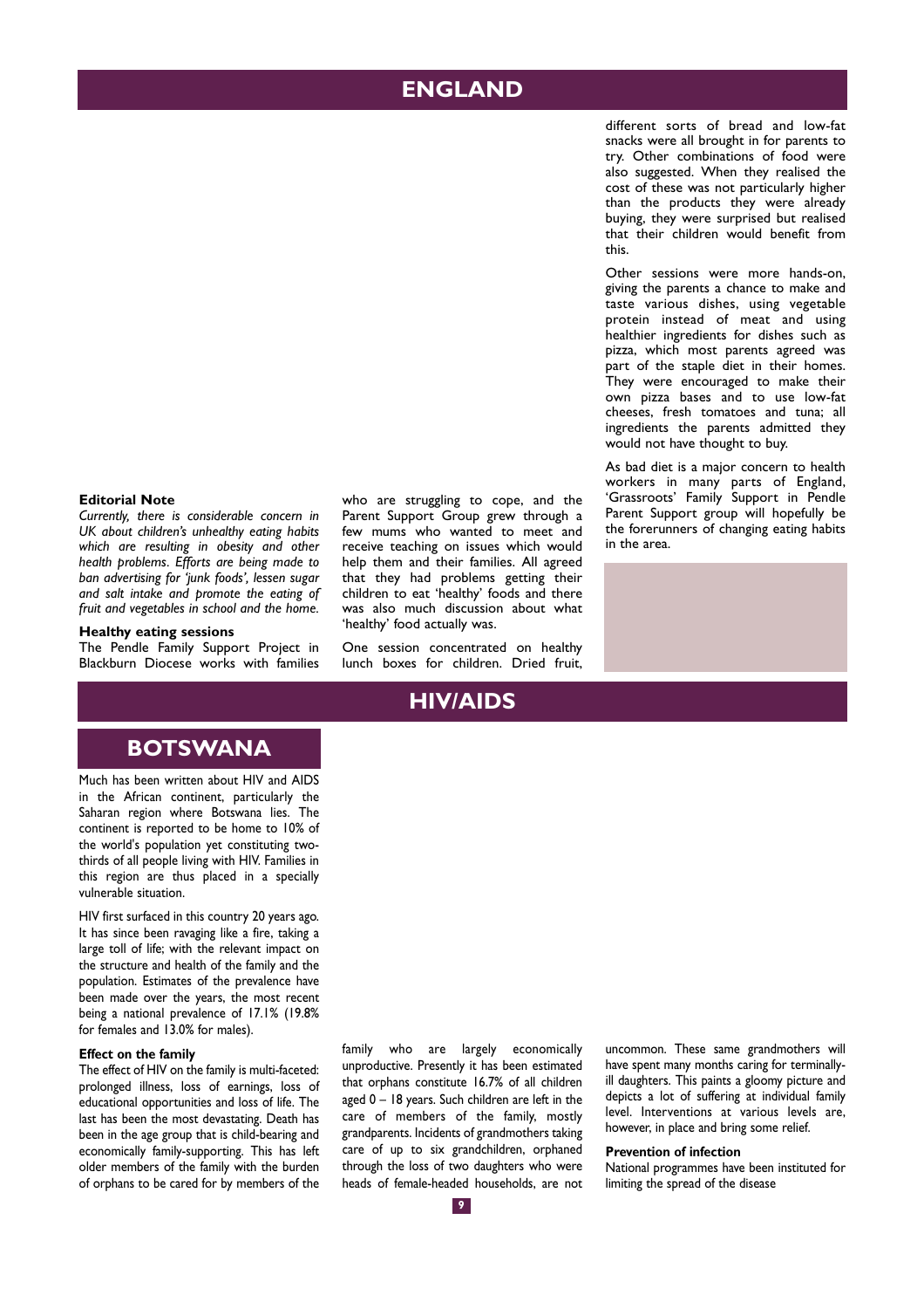# ENGLAND

### Editorial Note

*Currently, there is considerable concern in UK about children's unhealthy eating habits which are resulting in obesity and other health problems. Efforts are being made to ban advertising for 'junk foods', lessen sugar and salt intake and promote the eating of fruit and vegetables in school and the home.*

### Healthy eating sessions

The Pendle Family Support Project in Blackburn Diocese works with families who are struggling to cope, and the Parent Support Group grew through a few mums who wanted to meet and receive teaching on issues which would help them and their families. All agreed that they had problems getting their children to eat 'healthy' foods and there was also much discussion about what 'healthy' food actually was.

One session concentrated on healthy lunch boxes for children. Dried fruit, different sorts of bread and low-fat snacks were all brought in for parents to try. Other combinations of food were also suggested. When they realised the cost of these was not particularly higher than the products they were already buying, they were surprised but realised that their children would benefit from this.

Other sessions were more hands-on, giving the parents a chance to make and taste various dishes, using vegetable protein instead of meat and using healthier ingredients for dishes such as pizza, which most parents agreed was part of the staple diet in their homes. They were encouraged to make their own pizza bases and to use low-fat cheeses, fresh tomatoes and tuna; all ingredients the parents admitted they would not have thought to buy.

As bad diet is a major concern to health workers in many parts of England, 'Grassroots' Family Support in Pendle Parent Support group will hopefully be the forerunners of changing eating habits in the area.

# HIV/AIDS

## BOTSWANA

Much has been written about HIV and AIDS in the African continent, particularly the Saharan region where Botswana lies. The continent is reported to be home to 10% of the world's population yet constituting two-thirds of all people living with HIV. Families in this region are thus placed in a specially vulnerable situation.

HIV first surfaced in this country 20 years ago. It has since been ravaging like a fire, taking a large toll of life; with the relevant impact on the structure and health of the family and the population. Estimates of the prevalence have been made over the years, the most recent being a national prevalence of 17.1% (19.8% for females and 13.0% for males).

### Effect on the family

The effect of HIV on the family is multi-faceted: prolonged illness, loss of earnings, loss of educational opportunities and loss of life. The last has been the most devastating. Death has been in the age group that is child-bearing and economically family-supporting. This has left older members of the family with the burden of orphans to be cared for by members of the family who are largely economically unproductive. Presently it has been estimated that orphans constitute 16.7% of all children aged 0 – 18 years. Such children are left in the care of members of the family, mostly grandparents. Incidents of grandmothers taking care of up to six grandchildren, orphaned through the loss of two daughters who were heads of female-headed households, are not uncommon. These same grandmothers will have spent many months caring for terminally-ill daughters. This paints a gloomy picture and depicts a lot of suffering at individual family level. Interventions at various levels are, however, in place and bring some relief.

### Prevention of infection

National programmes have been instituted for limiting the spread of the disease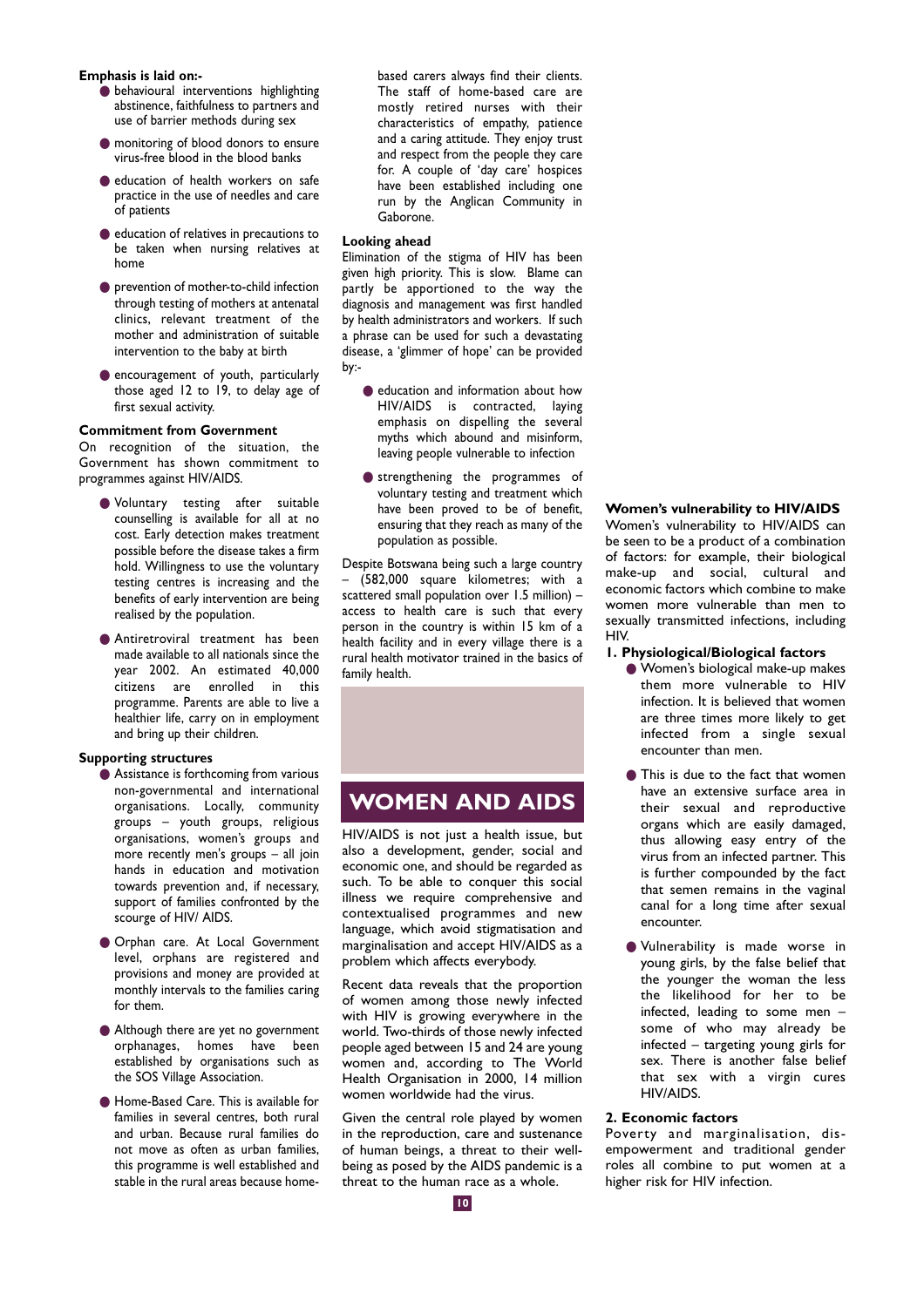**Emphasis is laid on:-**

- behavioural interventions highlighting abstinence, faithfulness to partners and use of barrier methods during sex
- monitoring of blood donors to ensure virus-free blood in the blood banks
- education of health workers on safe practice in the use of needles and care of patients
- education of relatives in precautions to be taken when nursing relatives at home
- prevention of mother-to-child infection through testing of mothers at antenatal clinics, relevant treatment of the mother and administration of suitable intervention to the baby at birth
- encouragement of youth, particularly those aged 12 to 19, to delay age of first sexual activity.

**Commitment from Government**

On recognition of the situation, the Government has shown commitment to programmes against HIV/AIDS.

- Voluntary testing after suitable counselling is available for all at no cost. Early detection makes treatment possible before the disease takes a firm hold. Willingness to use the voluntary testing centres is increasing and the benefits of early intervention are being realised by the population.
- Antiretroviral treatment has been made available to all nationals since the year 2002. An estimated 40,000 citizens are enrolled in this programme. Parents are able to live a healthier life, carry on in employment and bring up their children.

**Supporting structures**

- Assistance is forthcoming from various non-governmental and international organisations. Locally, community groups – youth groups, religious organisations, women's groups and more recently men's groups – all join hands in education and motivation towards prevention and, if necessary, support of families confronted by the scourge of HIV/ AIDS.
- Orphan care. At Local Government level, orphans are registered and provisions and money are provided at monthly intervals to the families caring for them.
- Although there are yet no government orphanages, homes have been established by organisations such as the SOS Village Association.
- Home-Based Care. This is available for families in several centres, both rural and urban. Because rural families do not move as often as urban families, this programme is well established and stable in the rural areas because home-based carers always find their clients. The staff of home-based care are mostly retired nurses with their characteristics of empathy, patience and a caring attitude. They enjoy trust and respect from the people they care for. A couple of 'day care' hospices have been established including one run by the Anglican Community in Gaborone.

**Looking ahead**

Elimination of the stigma of HIV has been given high priority. This is slow. Blame can partly be apportioned to the way the diagnosis and management was first handled by health administrators and workers. If such a phrase can be used for such a devastating disease, a 'glimmer of hope' can be provided by:-

- education and information about how HIV/AIDS is contracted, laying emphasis on dispelling the several myths which abound and misinform, leaving people vulnerable to infection
- strengthening the programmes of voluntary testing and treatment which have been proved to be of benefit, ensuring that they reach as many of the population as possible.

Despite Botswana being such a large country – (582,000 square kilometres; with a scattered small population over 1.5 million) – access to health care is such that every person in the country is within 15 km of a health facility and in every village there is a rural health motivator trained in the basics of family health.

# WOMEN AND AIDS

HIV/AIDS is not just a health issue, but also a development, gender, social and economic one, and should be regarded as such. To be able to conquer this social illness we require comprehensive and contextualised programmes and new language, which avoid stigmatisation and marginalisation and accept HIV/AIDS as a problem which affects everybody.

Recent data reveals that the proportion of women among those newly infected with HIV is growing everywhere in the world. Two-thirds of those newly infected people aged between 15 and 24 are young women and, according to The World Health Organisation in 2000, 14 million women worldwide had the virus.

Given the central role played by women in the reproduction, care and sustenance of human beings, a threat to their well-being as posed by the AIDS pandemic is a threat to the human race as a whole.

**Women's vulnerability to HIV/AIDS**

Women's vulnerability to HIV/AIDS can be seen to be a product of a combination of factors: for example, their biological make-up and social, cultural and economic factors which combine to make women more vulnerable than men to sexually transmitted infections, including HIV.

**1. Physiological/Biological factors**

- Women's biological make-up makes them more vulnerable to HIV infection. It is believed that women are three times more likely to get infected from a single sexual encounter than men.
- This is due to the fact that women have an extensive surface area in their sexual and reproductive organs which are easily damaged, thus allowing easy entry of the virus from an infected partner. This is further compounded by the fact that semen remains in the vaginal canal for a long time after sexual encounter.
- Vulnerability is made worse in young girls, by the false belief that the younger the woman the less the likelihood for her to be infected, leading to some men – some of who may already be infected – targeting young girls for sex. There is another false belief that sex with a virgin cures HIV/AIDS.

**2. Economic factors**

Poverty and marginalisation, disempowerment and traditional gender roles all combine to put women at a higher risk for HIV infection.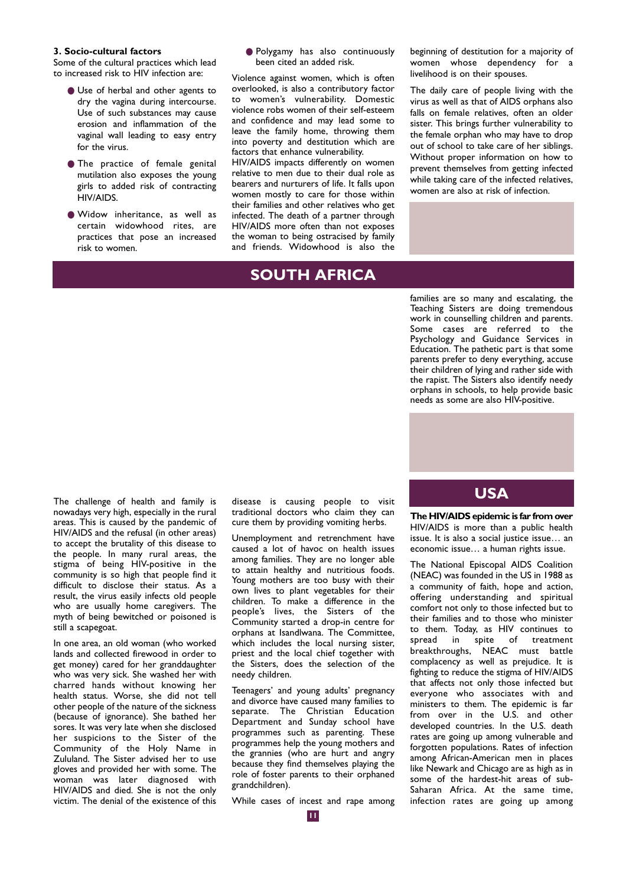### 3. Socio-cultural factors

Some of the cultural practices which lead to increased risk to HIV infection are:

- Use of herbal and other agents to dry the vagina during intercourse. Use of such substances may cause erosion and inflammation of the vaginal wall leading to easy entry for the virus.
- The practice of female genital mutilation also exposes the young girls to added risk of contracting HIV/AIDS.
- Widow inheritance, as well as certain widowhood rites, are practices that pose an increased risk to women.
- Polygamy has also continuously been cited an added risk.

Violence against women, which is often overlooked, is also a contributory factor to women's vulnerability. Domestic violence robs women of their self-esteem and confidence and may lead some to leave the family home, throwing them into poverty and destitution which are factors that enhance vulnerability.

HIV/AIDS impacts differently on women relative to men due to their dual role as bearers and nurturers of life. It falls upon women mostly to care for those within their families and other relatives who get infected. The death of a partner through HIV/AIDS more often than not exposes the woman to being ostracised by family and friends. Widowhood is also the beginning of destitution for a majority of women whose dependency for a livelihood is on their spouses.

The daily care of people living with the virus as well as that of AIDS orphans also falls on female relatives, often an older sister. This brings further vulnerability to the female orphan who may have to drop out of school to take care of her siblings. Without proper information on how to prevent themselves from getting infected while taking care of the infected relatives, women are also at risk of infection.

## SOUTH AFRICA

The challenge of health and family is nowadays very high, especially in the rural areas. This is caused by the pandemic of HIV/AIDS and the refusal (in other areas) to accept the brutality of this disease to the people. In many rural areas, the stigma of being HIV-positive in the community is so high that people find it difficult to disclose their status. As a result, the virus easily infects old people who are usually home caregivers. The myth of being bewitched or poisoned is still a scapegoat.

In one area, an old woman (who worked lands and collected firewood in order to get money) cared for her granddaughter who was very sick. She washed her with charred hands without knowing her health status. Worse, she did not tell other people of the nature of the sickness (because of ignorance). She bathed her sores. It was very late when she disclosed her suspicions to the Sister of the Community of the Holy Name in Zululand. The Sister advised her to use gloves and provided her with some. The woman was later diagnosed with HIV/AIDS and died. She is not the only victim. The denial of the existence of this disease is causing people to visit traditional doctors who claim they can cure them by providing vomiting herbs.

Unemployment and retrenchment have caused a lot of havoc on health issues among families. They are no longer able to attain healthy and nutritious foods. Young mothers are too busy with their own lives to plant vegetables for their children. To make a difference in the people's lives, the Sisters of the Community started a drop-in centre for orphans at Isandlwana. The Committee, which includes the local nursing sister, priest and the local chief together with the Sisters, does the selection of the needy children.

Teenagers' and young adults' pregnancy and divorce have caused many families to separate. The Christian Education Department and Sunday school have programmes such as parenting. These programmes help the young mothers and the grannies (who are hurt and angry because they find themselves playing the role of foster parents to their orphaned grandchildren).

While cases of incest and rape among families are so many and escalating, the Teaching Sisters are doing tremendous work in counselling children and parents. Some cases are referred to the Psychology and Guidance Services in Education. The pathetic part is that some parents prefer to deny everything, accuse their children of lying and rather side with the rapist. The Sisters also identify needy orphans in schools, to help provide basic needs as some are also HIV-positive.

## USA

**The HIV/AIDS epidemic is far from over**

HIV/AIDS is more than a public health issue. It is also a social justice issue… an economic issue… a human rights issue.

The National Episcopal AIDS Coalition (NEAC) was founded in the US in 1988 as a community of faith, hope and action, offering understanding and spiritual comfort not only to those infected but to their families and to those who minister to them. Today, as HIV continues to spread in spite of treatment breakthroughs, NEAC must battle complacency as well as prejudice. It is fighting to reduce the stigma of HIV/AIDS that affects not only those infected but everyone who associates with and ministers to them. The epidemic is far from over in the U.S. and other developed countries. In the U.S. death rates are going up among vulnerable and forgotten populations. Rates of infection among African-American men in places like Newark and Chicago are as high as in some of the hardest-hit areas of sub-Saharan Africa. At the same time, infection rates are going up among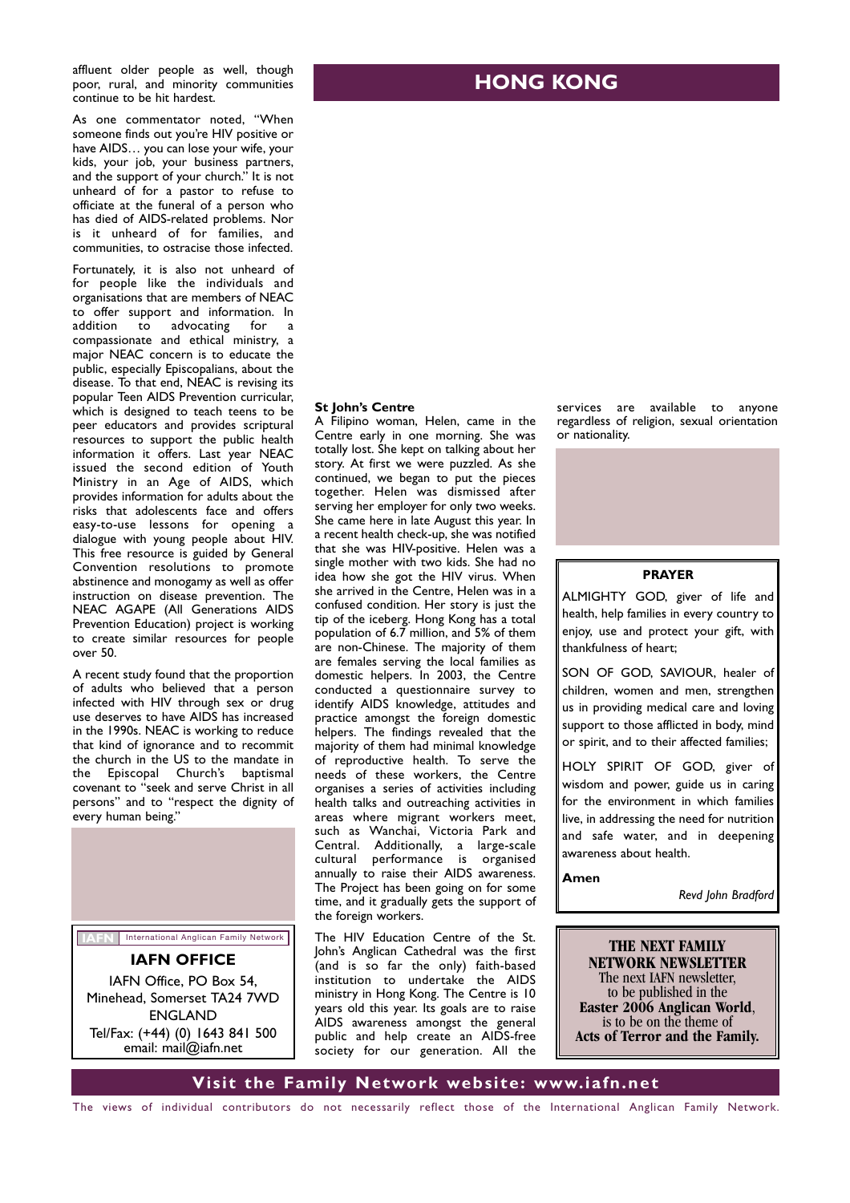affluent older people as well, though poor, rural, and minority communities continue to be hit hardest.

As one commentator noted, "When someone finds out you're HIV positive or have AIDS… you can lose your wife, your kids, your job, your business partners, and the support of your church." It is not unheard of for a pastor to refuse to officiate at the funeral of a person who has died of AIDS-related problems. Nor is it unheard of for families, and communities, to ostracise those infected.

Fortunately, it is also not unheard of for people like the individuals and organisations that are members of NEAC to offer support and information. In addition to advocating for a compassionate and ethical ministry, a major NEAC concern is to educate the public, especially Episcopalians, about the disease. To that end, NEAC is revising its popular Teen AIDS Prevention curricular, which is designed to teach teens to be peer educators and provides scriptural resources to support the public health information it offers. Last year NEAC issued the second edition of Youth Ministry in an Age of AIDS, which provides information for adults about the risks that adolescents face and offers easy-to-use lessons for opening a dialogue with young people about HIV. This free resource is guided by General Convention resolutions to promote abstinence and monogamy as well as offer instruction on disease prevention. The NEAC AGAPE (All Generations AIDS Prevention Education) project is working to create similar resources for people over 50.

A recent study found that the proportion of adults who believed that a person infected with HIV through sex or drug use deserves to have AIDS has increased in the 1990s. NEAC is working to reduce that kind of ignorance and to recommit the church in the US to the mandate in the Episcopal Church's baptismal covenant to "seek and serve Christ in all persons" and to "respect the dignity of every human being."

IAFN International Anglican Family Network

## IAFN OFFICE

IAFN Office, PO Box 54,
Minehead, Somerset TA24 7WD
ENGLAND
Tel/Fax: (+44) (0) 1643 841 500
email: mail@iafn.net

## HONG KONG

### St John's Centre

A Filipino woman, Helen, came in the Centre early in one morning. She was totally lost. She kept on talking about her story. At first we were puzzled. As she continued, we began to put the pieces together. Helen was dismissed after serving her employer for only two weeks. She came here in late August this year. In a recent health check-up, she was notified that she was HIV-positive. Helen was a single mother with two kids. She had no idea how she got the HIV virus. When she arrived in the Centre, Helen was in a confused condition. Her story is just the tip of the iceberg. Hong Kong has a total population of 6.7 million, and 5% of them are non-Chinese. The majority of them are females serving the local families as domestic helpers. In 2003, the Centre conducted a questionnaire survey to identify AIDS knowledge, attitudes and practice amongst the foreign domestic helpers. The findings revealed that the majority of them had minimal knowledge of reproductive health. To serve the needs of these workers, the Centre organises a series of activities including health talks and outreaching activities in areas where migrant workers meet, such as Wanchai, Victoria Park and Central. Additionally, a large-scale cultural performance is organised annually to raise their AIDS awareness. The Project has been going on for some time, and it gradually gets the support of the foreign workers.

The HIV Education Centre of the St. John's Anglican Cathedral was the first (and is so far the only) faith-based institution to undertake the AIDS ministry in Hong Kong. The Centre is 10 years old this year. Its goals are to raise AIDS awareness amongst the general public and help create an AIDS-free society for our generation. All the services are available to anyone regardless of religion, sexual orientation or nationality.

### PRAYER

ALMIGHTY GOD, giver of life and health, help families in every country to enjoy, use and protect your gift, with thankfulness of heart;

SON OF GOD, SAVIOUR, healer of children, women and men, strengthen us in providing medical care and loving support to those afflicted in body, mind or spirit, and to their affected families;

HOLY SPIRIT OF GOD, giver of wisdom and power, guide us in caring for the environment in which families live, in addressing the need for nutrition and safe water, and in deepening awareness about health.

**Amen**

*Revd John Bradford*

### THE NEXT FAMILY NETWORK NEWSLETTER

The next IAFN newsletter, to be published in the **Easter 2006 Anglican World**, is to be on the theme of **Acts of Terror and the Family.**

**Visit the Family Network website: www.iafn.net**

The views of individual contributors do not necessarily reflect those of the International Anglican Family Network.